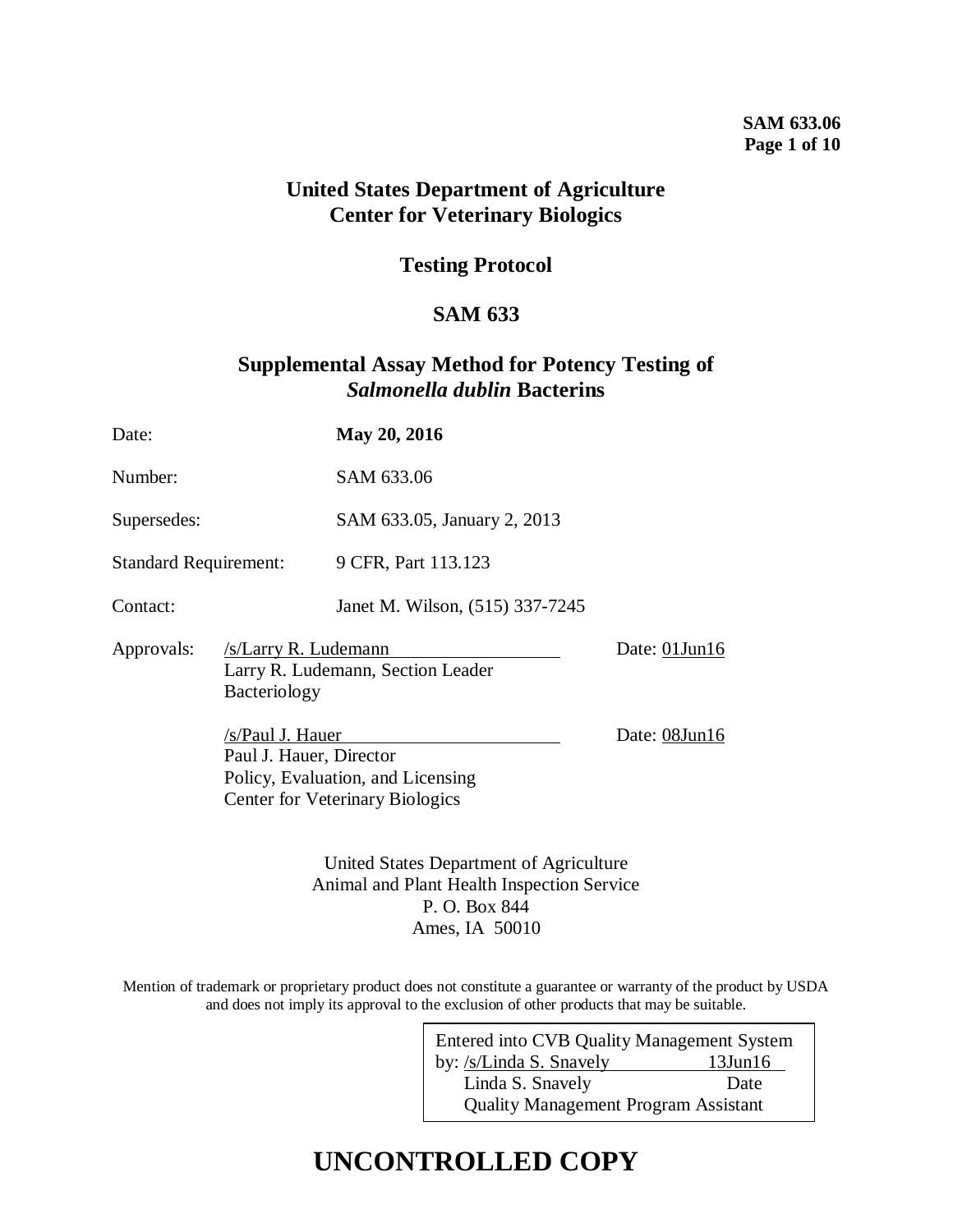# United States Department of Agriculture
# Center for Veterinary Biologics

## Testing Protocol

## SAM 633

## Supplemental Assay Method for Potency Testing of *Salmonella dublin* Bacterins

| | |
|---|---|
| Date: | **May 20, 2016** |
| Number: | SAM 633.06 |
| Supersedes: | SAM 633.05, January 2, 2013 |
| Standard Requirement: | 9 CFR, Part 113.123 |
| Contact: | Janet M. Wilson, (515) 337-7245 |

Approvals: /s/Larry R. Ludemann Date: 01Jun16
Larry R. Ludemann, Section Leader
Bacteriology

/s/Paul J. Hauer Date: 08Jun16
Paul J. Hauer, Director
Policy, Evaluation, and Licensing
Center for Veterinary Biologics

United States Department of Agriculture
Animal and Plant Health Inspection Service
P. O. Box 844
Ames, IA 50010

Mention of trademark or proprietary product does not constitute a guarantee or warranty of the product by USDA and does not imply its approval to the exclusion of other products that may be suitable.

Entered into CVB Quality Management System
by: /s/Linda S. Snavely 13Jun16
Linda S. Snavely Date
Quality Management Program Assistant

# UNCONTROLLED COPY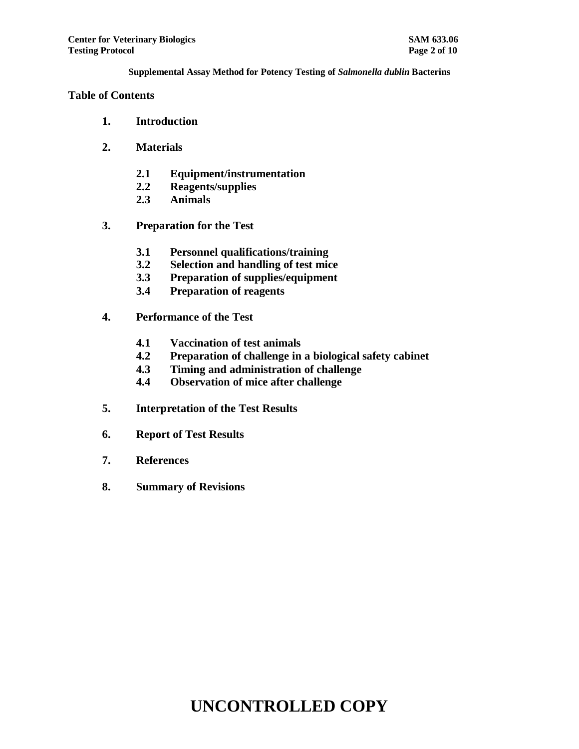**Supplemental Assay Method for Potency Testing of *Salmonella dublin* Bacterins**

**Table of Contents**

1. **Introduction**

2. **Materials**

    2.1 **Equipment/instrumentation**
    2.2 **Reagents/supplies**
    2.3 **Animals**

3. **Preparation for the Test**

    3.1 **Personnel qualifications/training**
    3.2 **Selection and handling of test mice**
    3.3 **Preparation of supplies/equipment**
    3.4 **Preparation of reagents**

4. **Performance of the Test**

    4.1 **Vaccination of test animals**
    4.2 **Preparation of challenge in a biological safety cabinet**
    4.3 **Timing and administration of challenge**
    4.4 **Observation of mice after challenge**

5. **Interpretation of the Test Results**

6. **Report of Test Results**

7. **References**

8. **Summary of Revisions**

**UNCONTROLLED COPY**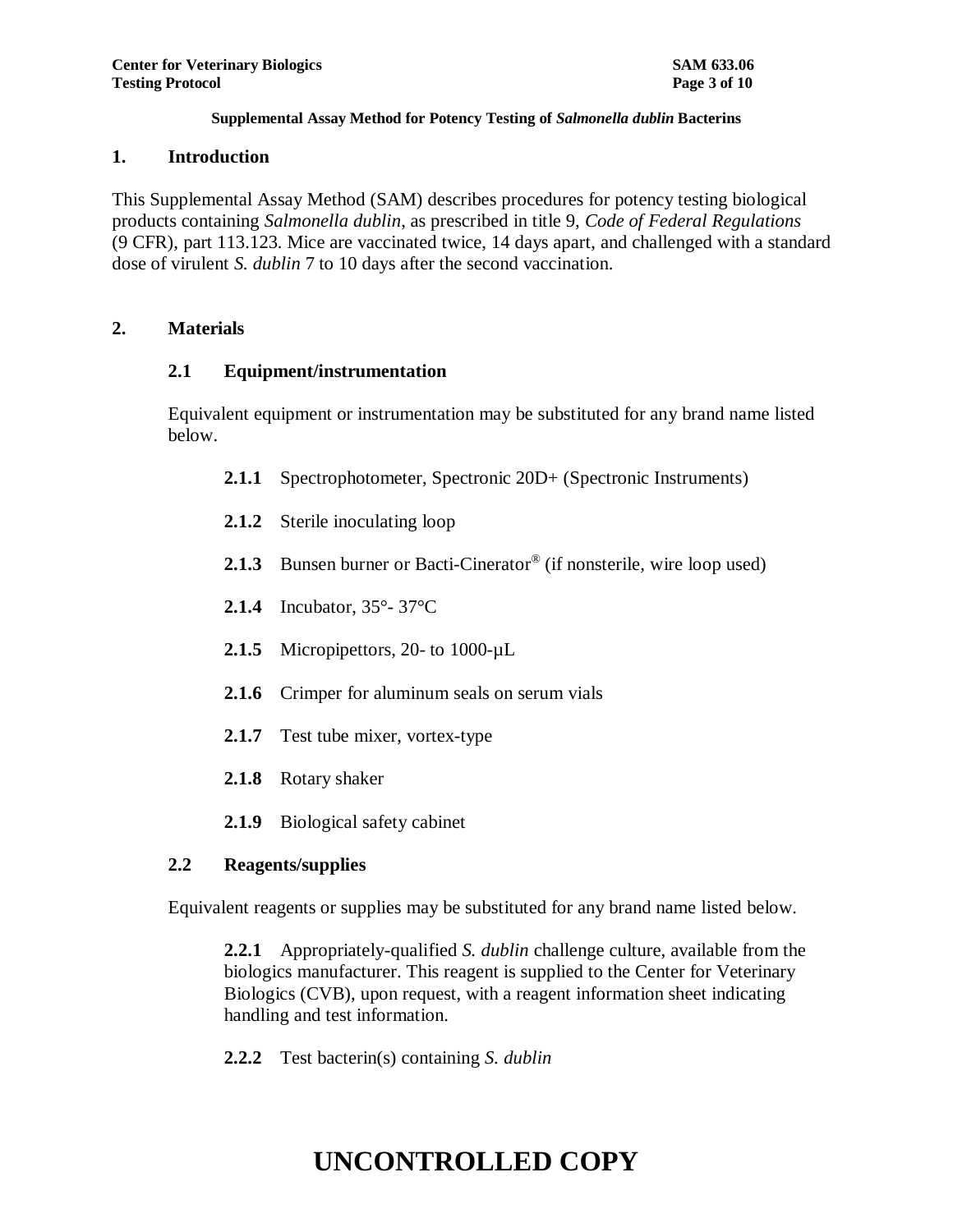**Supplemental Assay Method for Potency Testing of *Salmonella dublin* Bacterins**

## 1. Introduction

This Supplemental Assay Method (SAM) describes procedures for potency testing biological products containing *Salmonella dublin*, as prescribed in title 9, *Code of Federal Regulations* (9 CFR), part 113.123. Mice are vaccinated twice, 14 days apart, and challenged with a standard dose of virulent *S. dublin* 7 to 10 days after the second vaccination.

## 2. Materials

### 2.1 Equipment/instrumentation

Equivalent equipment or instrumentation may be substituted for any brand name listed below.

**2.1.1** Spectrophotometer, Spectronic 20D+ (Spectronic Instruments)

**2.1.2** Sterile inoculating loop

**2.1.3** Bunsen burner or Bacti-Cinerator® (if nonsterile, wire loop used)

**2.1.4** Incubator, 35°- 37°C

**2.1.5** Micropipettors, 20- to 1000-µL

**2.1.6** Crimper for aluminum seals on serum vials

**2.1.7** Test tube mixer, vortex-type

**2.1.8** Rotary shaker

**2.1.9** Biological safety cabinet

### 2.2 Reagents/supplies

Equivalent reagents or supplies may be substituted for any brand name listed below.

**2.2.1** Appropriately-qualified *S. dublin* challenge culture, available from the biologics manufacturer. This reagent is supplied to the Center for Veterinary Biologics (CVB), upon request, with a reagent information sheet indicating handling and test information.

**2.2.2** Test bacterin(s) containing *S. dublin*

# UNCONTROLLED COPY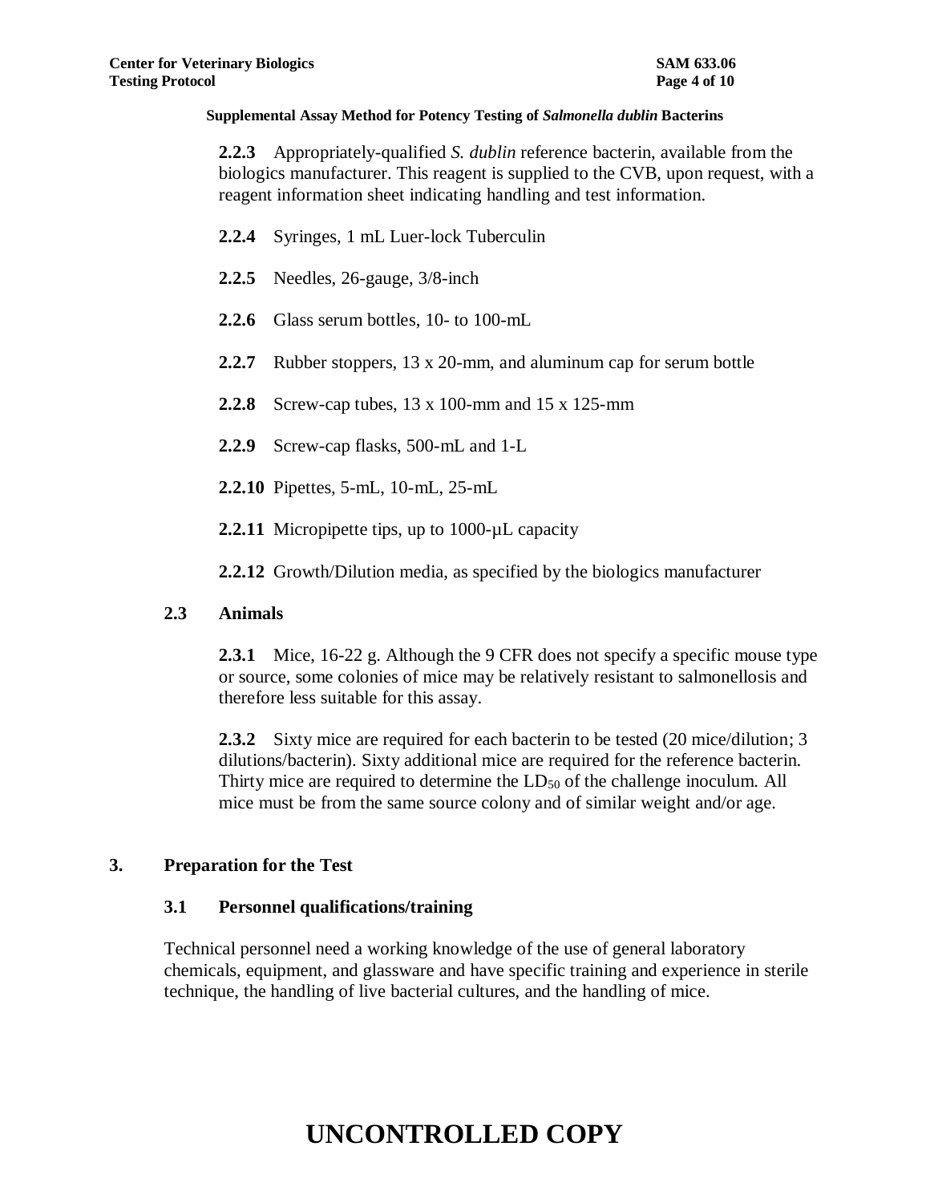**2.2.3** Appropriately-qualified *S. dublin* reference bacterin, available from the biologics manufacturer. This reagent is supplied to the CVB, upon request, with a reagent information sheet indicating handling and test information.

**2.2.4** Syringes, 1 mL Luer-lock Tuberculin

**2.2.5** Needles, 26-gauge, 3/8-inch

**2.2.6** Glass serum bottles, 10- to 100-mL

**2.2.7** Rubber stoppers, 13 x 20-mm, and aluminum cap for serum bottle

**2.2.8** Screw-cap tubes, 13 x 100-mm and 15 x 125-mm

**2.2.9** Screw-cap flasks, 500-mL and 1-L

**2.2.10** Pipettes, 5-mL, 10-mL, 25-mL

**2.2.11** Micropipette tips, up to 1000-µL capacity

**2.2.12** Growth/Dilution media, as specified by the biologics manufacturer

### 2.3 Animals

**2.3.1** Mice, 16-22 g. Although the 9 CFR does not specify a specific mouse type or source, some colonies of mice may be relatively resistant to salmonellosis and therefore less suitable for this assay.

**2.3.2** Sixty mice are required for each bacterin to be tested (20 mice/dilution; 3 dilutions/bacterin). Sixty additional mice are required for the reference bacterin. Thirty mice are required to determine the $LD_{50}$ of the challenge inoculum. All mice must be from the same source colony and of similar weight and/or age.

## 3. Preparation for the Test

### 3.1 Personnel qualifications/training

Technical personnel need a working knowledge of the use of general laboratory chemicals, equipment, and glassware and have specific training and experience in sterile technique, the handling of live bacterial cultures, and the handling of mice.

**UNCONTROLLED COPY**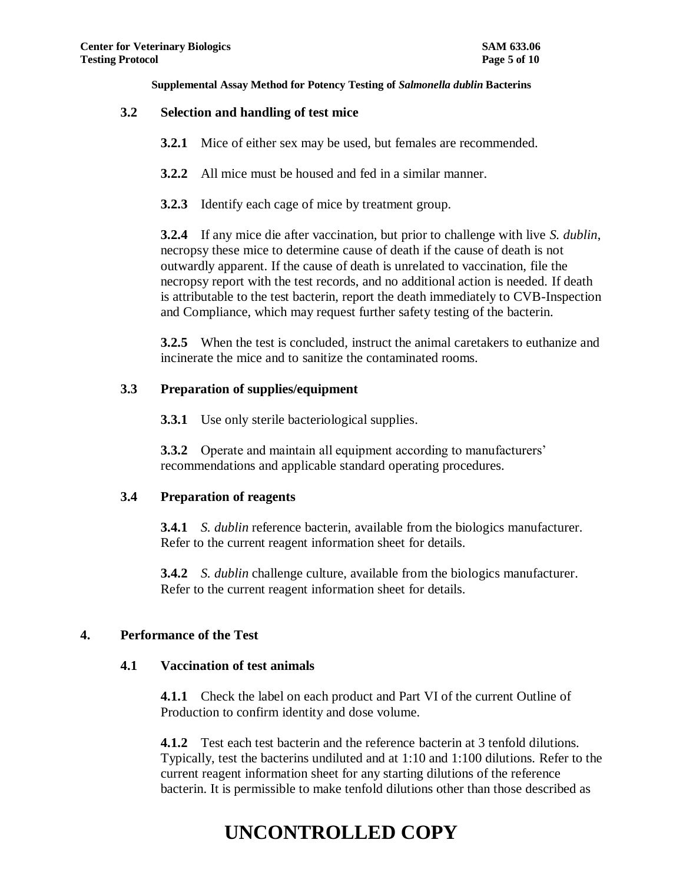### 3.2 Selection and handling of test mice

**3.2.1** Mice of either sex may be used, but females are recommended.

**3.2.2** All mice must be housed and fed in a similar manner.

**3.2.3** Identify each cage of mice by treatment group.

**3.2.4** If any mice die after vaccination, but prior to challenge with live *S. dublin*, necropsy these mice to determine cause of death if the cause of death is not outwardly apparent. If the cause of death is unrelated to vaccination, file the necropsy report with the test records, and no additional action is needed. If death is attributable to the test bacterin, report the death immediately to CVB-Inspection and Compliance, which may request further safety testing of the bacterin.

**3.2.5** When the test is concluded, instruct the animal caretakers to euthanize and incinerate the mice and to sanitize the contaminated rooms.

### 3.3 Preparation of supplies/equipment

**3.3.1** Use only sterile bacteriological supplies.

**3.3.2** Operate and maintain all equipment according to manufacturers' recommendations and applicable standard operating procedures.

### 3.4 Preparation of reagents

**3.4.1** *S. dublin* reference bacterin, available from the biologics manufacturer. Refer to the current reagent information sheet for details.

**3.4.2** *S. dublin* challenge culture, available from the biologics manufacturer. Refer to the current reagent information sheet for details.

## 4. Performance of the Test

### 4.1 Vaccination of test animals

**4.1.1** Check the label on each product and Part VI of the current Outline of Production to confirm identity and dose volume.

**4.1.2** Test each test bacterin and the reference bacterin at 3 tenfold dilutions. Typically, test the bacterins undiluted and at 1:10 and 1:100 dilutions. Refer to the current reagent information sheet for any starting dilutions of the reference bacterin. It is permissible to make tenfold dilutions other than those described as

**UNCONTROLLED COPY**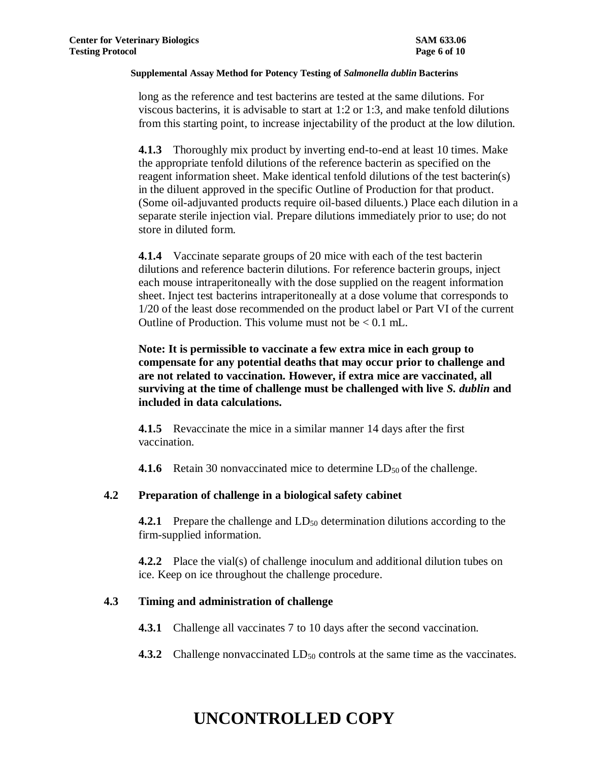long as the reference and test bacterins are tested at the same dilutions. For viscous bacterins, it is advisable to start at 1:2 or 1:3, and make tenfold dilutions from this starting point, to increase injectability of the product at the low dilution.

**4.1.3** Thoroughly mix product by inverting end-to-end at least 10 times. Make the appropriate tenfold dilutions of the reference bacterin as specified on the reagent information sheet. Make identical tenfold dilutions of the test bacterin(s) in the diluent approved in the specific Outline of Production for that product. (Some oil-adjuvanted products require oil-based diluents.) Place each dilution in a separate sterile injection vial. Prepare dilutions immediately prior to use; do not store in diluted form.

**4.1.4** Vaccinate separate groups of 20 mice with each of the test bacterin dilutions and reference bacterin dilutions. For reference bacterin groups, inject each mouse intraperitoneally with the dose supplied on the reagent information sheet. Inject test bacterins intraperitoneally at a dose volume that corresponds to 1/20 of the least dose recommended on the product label or Part VI of the current Outline of Production. This volume must not be < 0.1 mL.

**Note: It is permissible to vaccinate a few extra mice in each group to compensate for any potential deaths that may occur prior to challenge and are not related to vaccination. However, if extra mice are vaccinated, all surviving at the time of challenge must be challenged with live *S. dublin* and included in data calculations.**

**4.1.5** Revaccinate the mice in a similar manner 14 days after the first vaccination.

**4.1.6** Retain 30 nonvaccinated mice to determine $LD_{50}$ of the challenge.

## 4.2 Preparation of challenge in a biological safety cabinet

**4.2.1** Prepare the challenge and $LD_{50}$ determination dilutions according to the firm-supplied information.

**4.2.2** Place the vial(s) of challenge inoculum and additional dilution tubes on ice. Keep on ice throughout the challenge procedure.

## 4.3 Timing and administration of challenge

**4.3.1** Challenge all vaccinates 7 to 10 days after the second vaccination.

**4.3.2** Challenge nonvaccinated $LD_{50}$ controls at the same time as the vaccinates.

# UNCONTROLLED COPY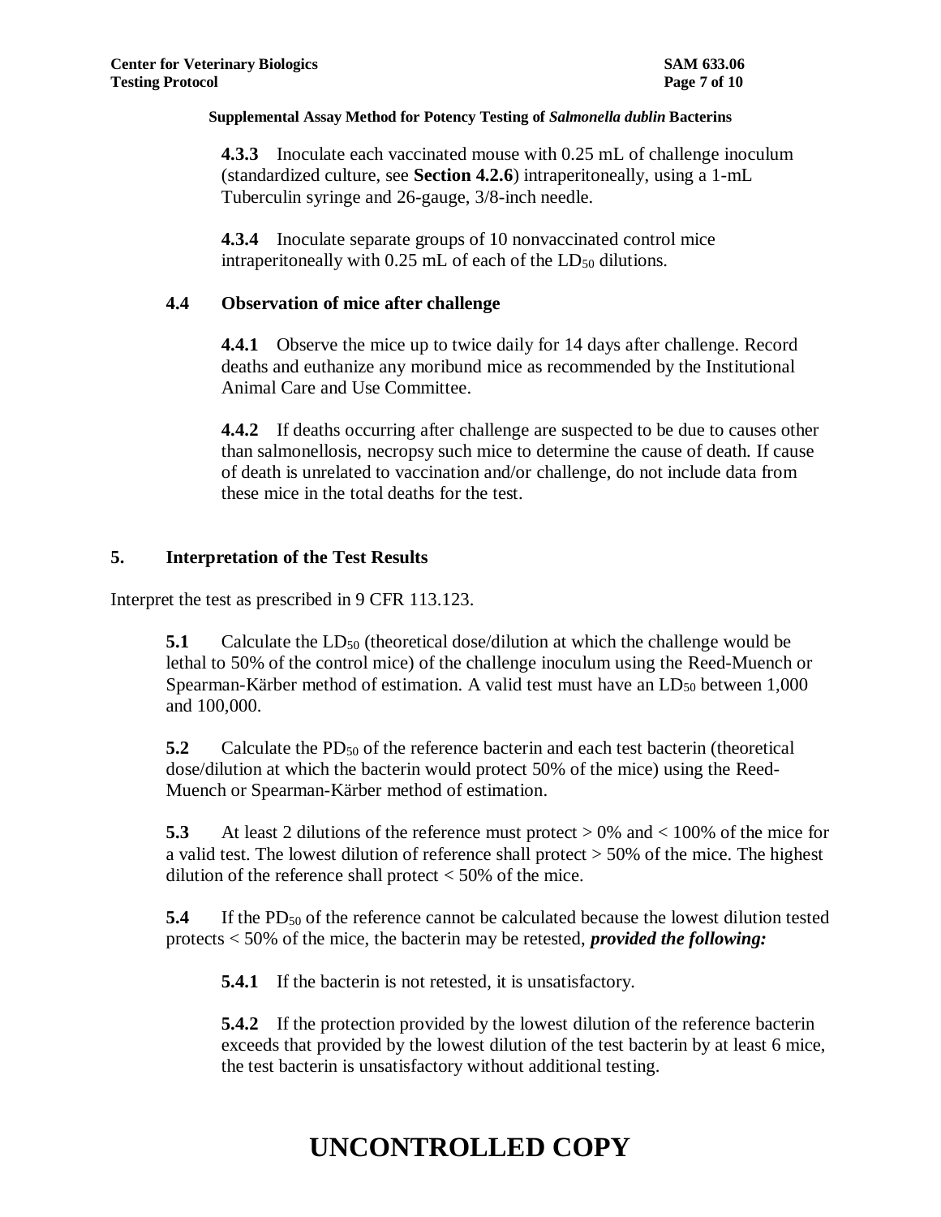**4.3.3** Inoculate each vaccinated mouse with 0.25 mL of challenge inoculum (standardized culture, see **Section 4.2.6**) intraperitoneally, using a 1-mL Tuberculin syringe and 26-gauge, 3/8-inch needle.

**4.3.4** Inoculate separate groups of 10 nonvaccinated control mice intraperitoneally with 0.25 mL of each of the $LD_{50}$ dilutions.

### 4.4 Observation of mice after challenge

**4.4.1** Observe the mice up to twice daily for 14 days after challenge. Record deaths and euthanize any moribund mice as recommended by the Institutional Animal Care and Use Committee.

**4.4.2** If deaths occurring after challenge are suspected to be due to causes other than salmonellosis, necropsy such mice to determine the cause of death. If cause of death is unrelated to vaccination and/or challenge, do not include data from these mice in the total deaths for the test.

## 5. Interpretation of the Test Results

Interpret the test as prescribed in 9 CFR 113.123.

**5.1** Calculate the $LD_{50}$ (theoretical dose/dilution at which the challenge would be lethal to 50% of the control mice) of the challenge inoculum using the Reed-Muench or Spearman-Kärber method of estimation. A valid test must have an $LD_{50}$ between 1,000 and 100,000.

**5.2** Calculate the $PD_{50}$ of the reference bacterin and each test bacterin (theoretical dose/dilution at which the bacterin would protect 50% of the mice) using the Reed-Muench or Spearman-Kärber method of estimation.

**5.3** At least 2 dilutions of the reference must protect > 0% and < 100% of the mice for a valid test. The lowest dilution of reference shall protect > 50% of the mice. The highest dilution of the reference shall protect < 50% of the mice.

**5.4** If the $PD_{50}$ of the reference cannot be calculated because the lowest dilution tested protects < 50% of the mice, the bacterin may be retested, ***provided the following:***

**5.4.1** If the bacterin is not retested, it is unsatisfactory.

**5.4.2** If the protection provided by the lowest dilution of the reference bacterin exceeds that provided by the lowest dilution of the test bacterin by at least 6 mice, the test bacterin is unsatisfactory without additional testing.

# UNCONTROLLED COPY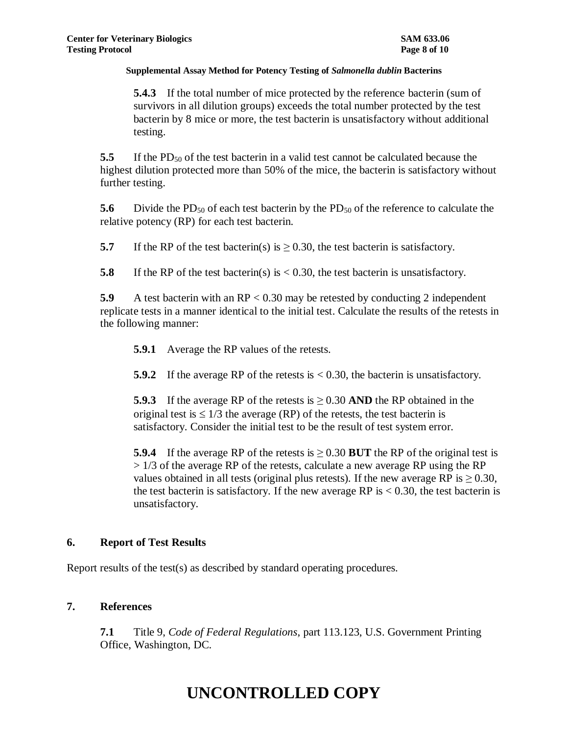**5.4.3** If the total number of mice protected by the reference bacterin (sum of survivors in all dilution groups) exceeds the total number protected by the test bacterin by 8 mice or more, the test bacterin is unsatisfactory without additional testing.

**5.5** If the $PD_{50}$ of the test bacterin in a valid test cannot be calculated because the highest dilution protected more than 50% of the mice, the bacterin is satisfactory without further testing.

**5.6** Divide the $PD_{50}$ of each test bacterin by the $PD_{50}$ of the reference to calculate the relative potency (RP) for each test bacterin.

**5.7** If the RP of the test bacterin(s) is $\geq 0.30$, the test bacterin is satisfactory.

**5.8** If the RP of the test bacterin(s) is $< 0.30$, the test bacterin is unsatisfactory.

**5.9** A test bacterin with an RP $< 0.30$ may be retested by conducting 2 independent replicate tests in a manner identical to the initial test. Calculate the results of the retests in the following manner:

**5.9.1** Average the RP values of the retests.

**5.9.2** If the average RP of the retests is $< 0.30$, the bacterin is unsatisfactory.

**5.9.3** If the average RP of the retests is $\geq 0.30$ **AND** the RP obtained in the original test is $\leq 1/3$ the average (RP) of the retests, the test bacterin is satisfactory. Consider the initial test to be the result of test system error.

**5.9.4** If the average RP of the retests is $\geq 0.30$ **BUT** the RP of the original test is $> 1/3$ of the average RP of the retests, calculate a new average RP using the RP values obtained in all tests (original plus retests). If the new average RP is $\geq 0.30$, the test bacterin is satisfactory. If the new average RP is $< 0.30$, the test bacterin is unsatisfactory.

## 6. Report of Test Results

Report results of the test(s) as described by standard operating procedures.

## 7. References

**7.1** Title 9, *Code of Federal Regulations*, part 113.123, U.S. Government Printing Office, Washington, DC.

# UNCONTROLLED COPY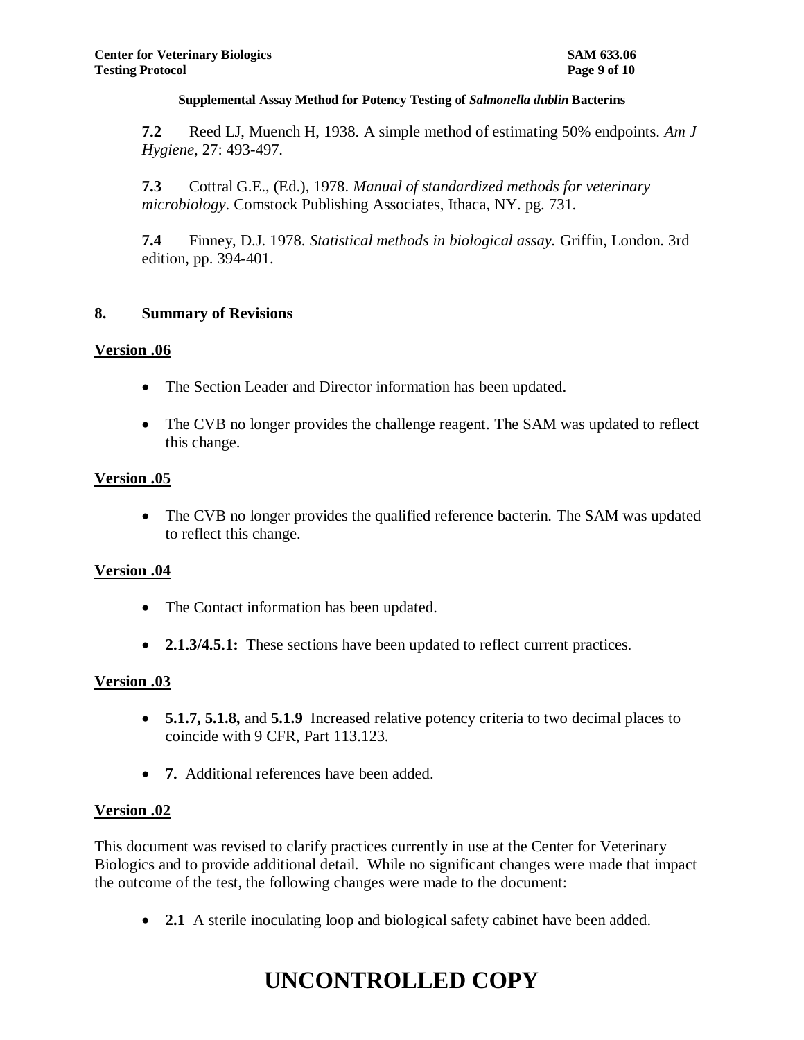**7.2** Reed LJ, Muench H, 1938. A simple method of estimating 50% endpoints. *Am J Hygiene*, 27: 493-497.

**7.3** Cottral G.E., (Ed.), 1978. *Manual of standardized methods for veterinary microbiology*. Comstock Publishing Associates, Ithaca, NY. pg. 731.

**7.4** Finney, D.J. 1978. *Statistical methods in biological assay.* Griffin, London. 3rd edition, pp. 394-401.

## 8. Summary of Revisions

**Version .06**

- The Section Leader and Director information has been updated.
- The CVB no longer provides the challenge reagent. The SAM was updated to reflect this change.

**Version .05**

- The CVB no longer provides the qualified reference bacterin. The SAM was updated to reflect this change.

**Version .04**

- The Contact information has been updated.
- **2.1.3/4.5.1:** These sections have been updated to reflect current practices.

**Version .03**

- **5.1.7, 5.1.8,** and **5.1.9** Increased relative potency criteria to two decimal places to coincide with 9 CFR, Part 113.123.
- **7.** Additional references have been added.

**Version .02**

This document was revised to clarify practices currently in use at the Center for Veterinary Biologics and to provide additional detail. While no significant changes were made that impact the outcome of the test, the following changes were made to the document:

- **2.1** A sterile inoculating loop and biological safety cabinet have been added.

# UNCONTROLLED COPY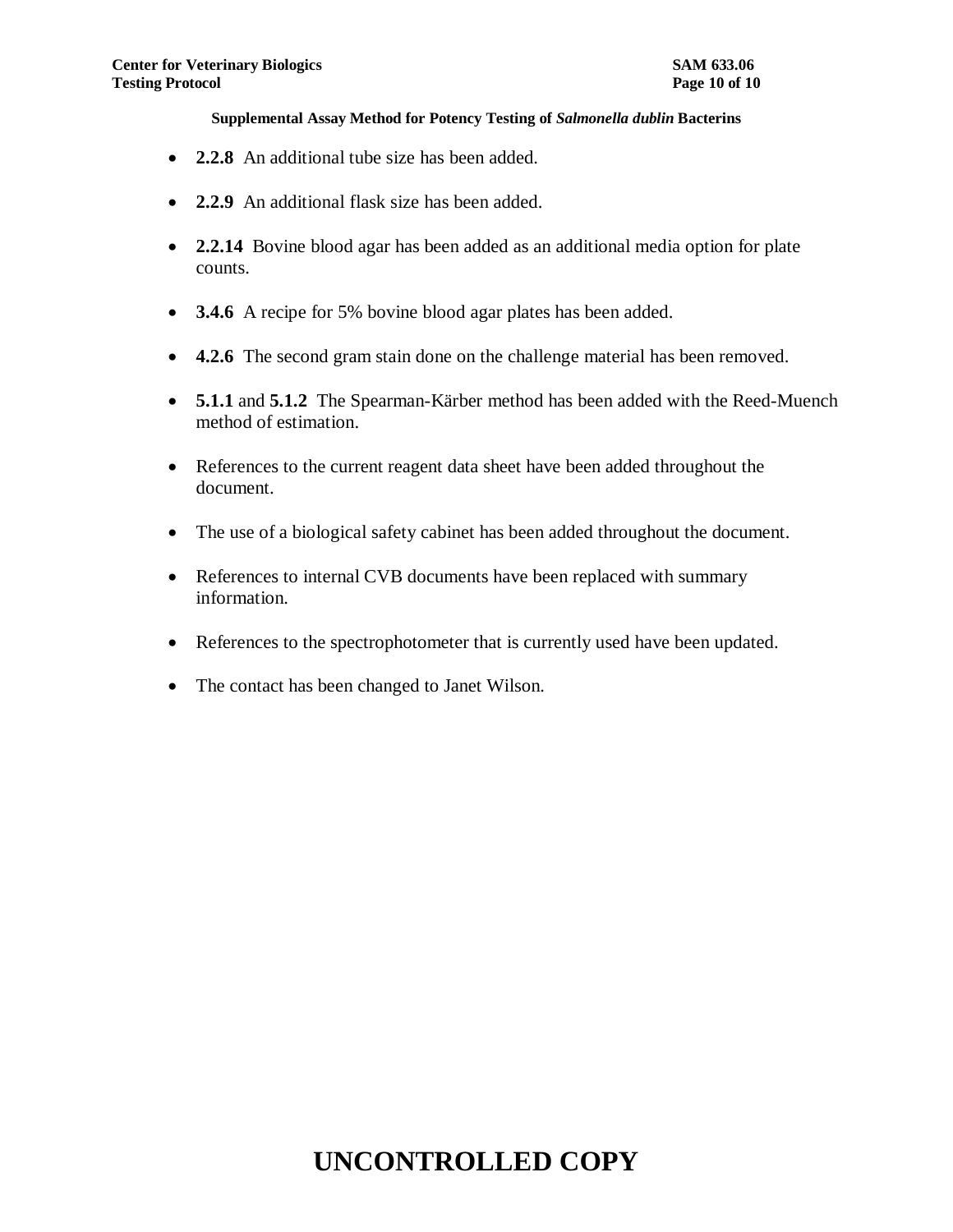- **2.2.8** An additional tube size has been added.
- **2.2.9** An additional flask size has been added.
- **2.2.14** Bovine blood agar has been added as an additional media option for plate counts.
- **3.4.6** A recipe for 5% bovine blood agar plates has been added.
- **4.2.6** The second gram stain done on the challenge material has been removed.
- **5.1.1** and **5.1.2** The Spearman-Kärber method has been added with the Reed-Muench method of estimation.
- References to the current reagent data sheet have been added throughout the document.
- The use of a biological safety cabinet has been added throughout the document.
- References to internal CVB documents have been replaced with summary information.
- References to the spectrophotometer that is currently used have been updated.
- The contact has been changed to Janet Wilson.